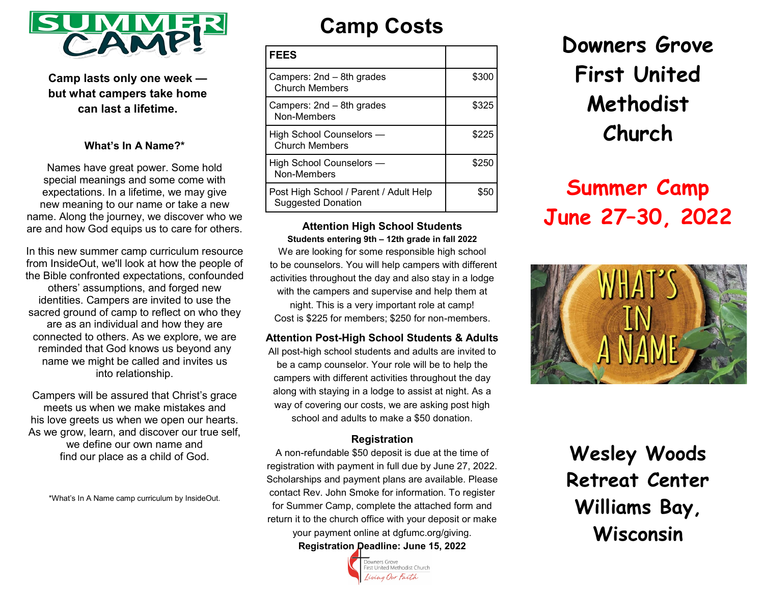# SUMMER CAMP!

**Camp lasts only one week — but what campers take home can last a lifetime.**

### What's In A Name?*

Names have great power. Some hold special meanings and some come with expectations. In a lifetime, we may give new meaning to our name or take a new name. Along the journey, we discover who we are and how God equips us to care for others.

In this new summer camp curriculum resource from InsideOut, we'll look at how the people of the Bible confronted expectations, confounded others' assumptions, and forged new identities. Campers are invited to use the sacred ground of camp to reflect on who they are as an individual and how they are connected to others. As we explore, we are reminded that God knows us beyond any name we might be called and invites us into relationship.

Campers will be assured that Christ's grace meets us when we make mistakes and his love greets us when we open our hearts. As we grow, learn, and discover our true self, we define our own name and find our place as a child of God.

*What's In A Name camp curriculum by InsideOut.

# Camp Costs

| FEES | |
|---|---|
| Campers: 2nd – 8th grades Church Members | $300 |
| Campers: 2nd – 8th grades Non-Members | $325 |
| High School Counselors — Church Members | $225 |
| High School Counselors — Non-Members | $250 |
| Post High School / Parent / Adult Help Suggested Donation | $50 |

### Attention High School Students

**Students entering 9th – 12th grade in fall 2022**

We are looking for some responsible high school to be counselors. You will help campers with different activities throughout the day and also stay in a lodge with the campers and supervise and help them at night. This is a very important role at camp! Cost is $225 for members; $250 for non-members.

### Attention Post-High School Students & Adults

All post-high school students and adults are invited to be a camp counselor. Your role will be to help the campers with different activities throughout the day along with staying in a lodge to assist at night. As a way of covering our costs, we are asking post high school and adults to make a $50 donation.

### Registration

A non-refundable $50 deposit is due at the time of registration with payment in full due by June 27, 2022. Scholarships and payment plans are available. Please contact Rev. John Smoke for information. To register for Summer Camp, complete the attached form and return it to the church office with your deposit or make your payment online at dgfumc.org/giving.

**Registration Deadline: June 15, 2022**

Downers Grove First United Methodist Church
*Living Our Faith*

# Downers Grove First United Methodist Church

## Summer Camp June 27–30, 2022

WHAT'S IN A NAME

## Wesley Woods Retreat Center Williams Bay, Wisconsin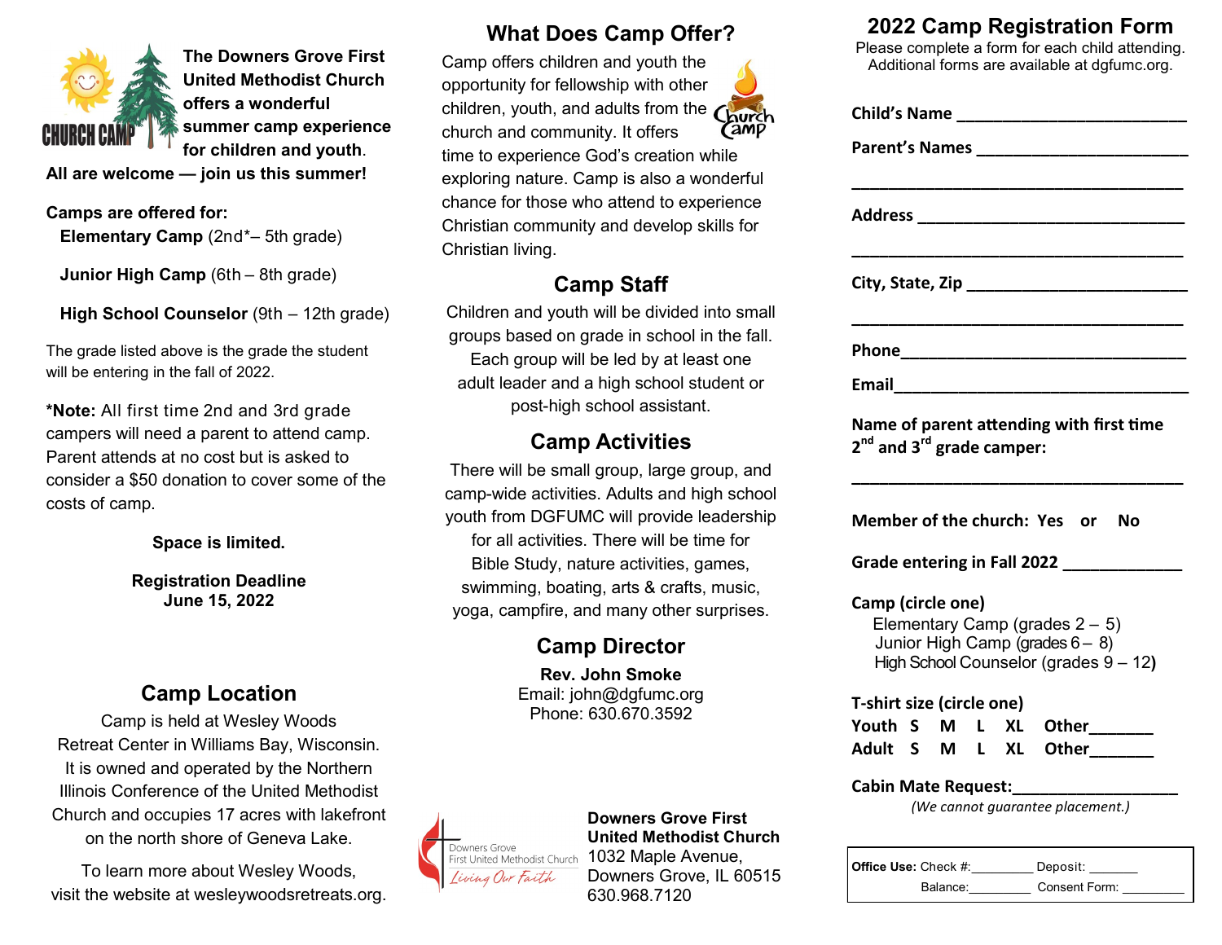**The Downers Grove First United Methodist Church offers a wonderful summer camp experience for children and youth.**

**All are welcome — join us this summer!**

**Camps are offered for:**

**Elementary Camp** (2nd*– 5th grade)

**Junior High Camp** (6th – 8th grade)

**High School Counselor** (9th – 12th grade)

The grade listed above is the grade the student will be entering in the fall of 2022.

***Note:** All first time 2nd and 3rd grade campers will need a parent to attend camp. Parent attends at no cost but is asked to consider a $50 donation to cover some of the costs of camp.

**Space is limited.**

**Registration Deadline**
**June 15, 2022**

## Camp Location

Camp is held at Wesley Woods Retreat Center in Williams Bay, Wisconsin. It is owned and operated by the Northern Illinois Conference of the United Methodist Church and occupies 17 acres with lakefront on the north shore of Geneva Lake.

To learn more about Wesley Woods, visit the website at wesleywoodsretreats.org.

## What Does Camp Offer?

Camp offers children and youth the opportunity for fellowship with other children, youth, and adults from the church and community. It offers time to experience God's creation while exploring nature. Camp is also a wonderful chance for those who attend to experience Christian community and develop skills for Christian living.

## Camp Staff

Children and youth will be divided into small groups based on grade in school in the fall. Each group will be led by at least one adult leader and a high school student or post-high school assistant.

## Camp Activities

There will be small group, large group, and camp-wide activities. Adults and high school youth from DGFUMC will provide leadership for all activities. There will be time for Bible Study, nature activities, games, swimming, boating, arts & crafts, music, yoga, campfire, and many other surprises.

## Camp Director

**Rev. John Smoke**
Email: john@dgfumc.org
Phone: 630.670.3592

Downers Grove First United Methodist Church
*Living Our Faith*

**Downers Grove First United Methodist Church**
1032 Maple Avenue,
Downers Grove, IL 60515
630.968.7120

## 2022 Camp Registration Form

Please complete a form for each child attending.
Additional forms are available at dgfumc.org.

**Child's Name** ___________________________

**Parent's Names** ___________________________

_______________________________________

**Address** ___________________________

_______________________________________

**City, State, Zip** ___________________________

_______________________________________

**Phone**___________________________

**Email**___________________________

**Name of parent attending with first time 2nd and 3rd grade camper:**

_______________________________________

**Member of the church: Yes or No**

**Grade entering in Fall 2022** ______________

**Camp (circle one)**

Elementary Camp (grades 2 – 5)
Junior High Camp (grades 6 – 8)
High School Counselor (grades 9 – 12)

**T-shirt size (circle one)**

**Youth S M L XL Other**_______

**Adult S M L XL Other**_______

**Cabin Mate Request:**___________________

*(We cannot guarantee placement.)*

**Office Use:** Check #:_________ Deposit: _______
Balance:_________ Consent Form: _________